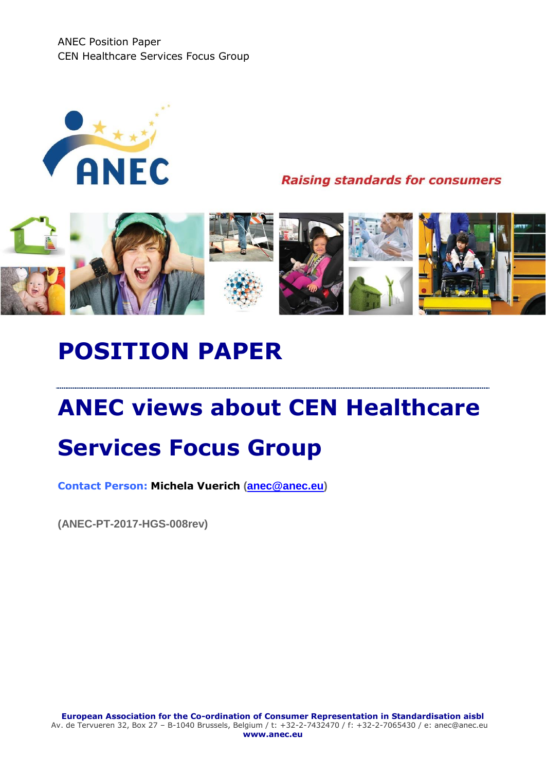ANEC Position Paper
CEN Healthcare Services Focus Group

Raising standards for consumers

# POSITION PAPER

## ANEC views about CEN Healthcare Services Focus Group

**Contact Person:** **Michela Vuerich** (anec@anec.eu)

**(ANEC-PT-2017-HGS-008rev)**

**European Association for the Co-ordination of Consumer Representation in Standardisation aisbl**
Av. de Tervueren 32, Box 27 – B-1040 Brussels, Belgium / t: +32-2-7432470 / f: +32-2-7065430 / e: anec@anec.eu
**www.anec.eu**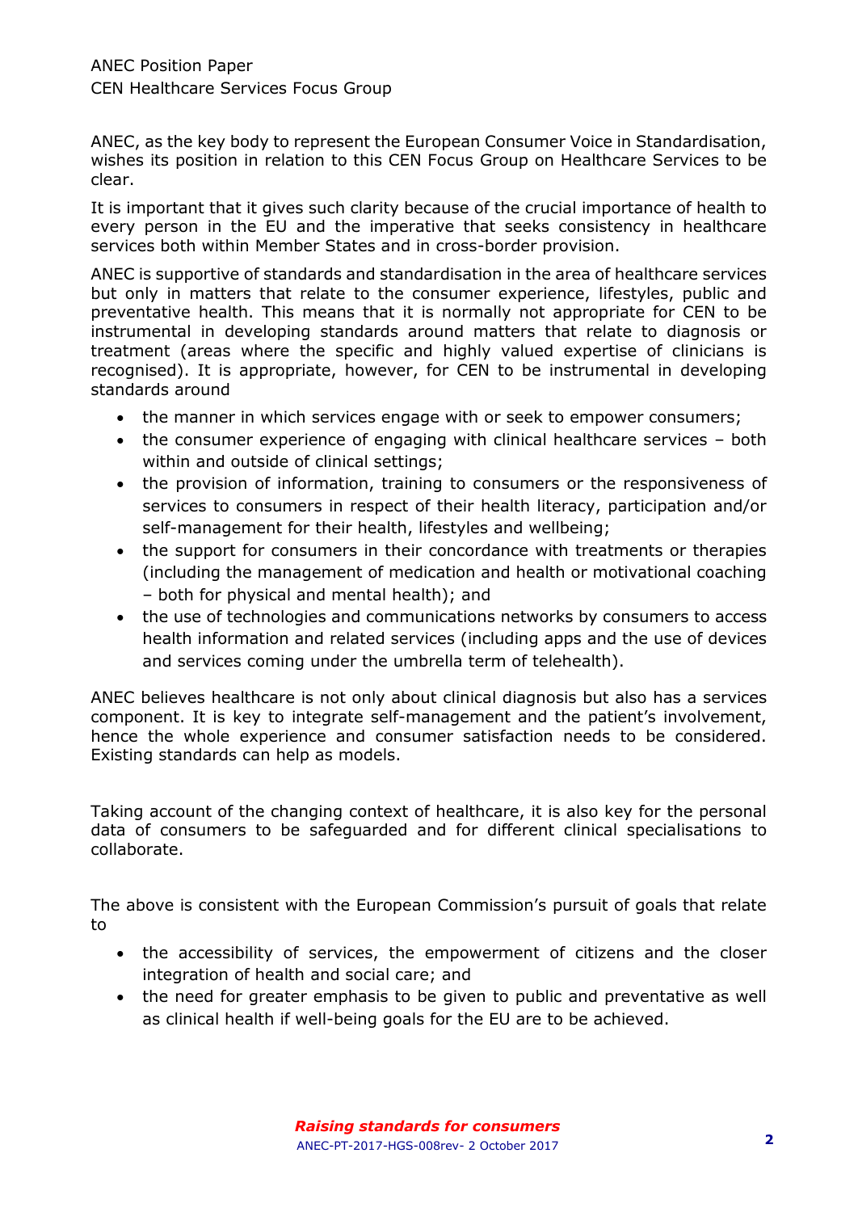ANEC, as the key body to represent the European Consumer Voice in Standardisation, wishes its position in relation to this CEN Focus Group on Healthcare Services to be clear.

It is important that it gives such clarity because of the crucial importance of health to every person in the EU and the imperative that seeks consistency in healthcare services both within Member States and in cross-border provision.

ANEC is supportive of standards and standardisation in the area of healthcare services but only in matters that relate to the consumer experience, lifestyles, public and preventative health. This means that it is normally not appropriate for CEN to be instrumental in developing standards around matters that relate to diagnosis or treatment (areas where the specific and highly valued expertise of clinicians is recognised). It is appropriate, however, for CEN to be instrumental in developing standards around

- the manner in which services engage with or seek to empower consumers;
- the consumer experience of engaging with clinical healthcare services – both within and outside of clinical settings;
- the provision of information, training to consumers or the responsiveness of services to consumers in respect of their health literacy, participation and/or self-management for their health, lifestyles and wellbeing;
- the support for consumers in their concordance with treatments or therapies (including the management of medication and health or motivational coaching – both for physical and mental health); and
- the use of technologies and communications networks by consumers to access health information and related services (including apps and the use of devices and services coming under the umbrella term of telehealth).

ANEC believes healthcare is not only about clinical diagnosis but also has a services component. It is key to integrate self-management and the patient's involvement, hence the whole experience and consumer satisfaction needs to be considered. Existing standards can help as models.

Taking account of the changing context of healthcare, it is also key for the personal data of consumers to be safeguarded and for different clinical specialisations to collaborate.

The above is consistent with the European Commission's pursuit of goals that relate to

- the accessibility of services, the empowerment of citizens and the closer integration of health and social care; and
- the need for greater emphasis to be given to public and preventative as well as clinical health if well-being goals for the EU are to be achieved.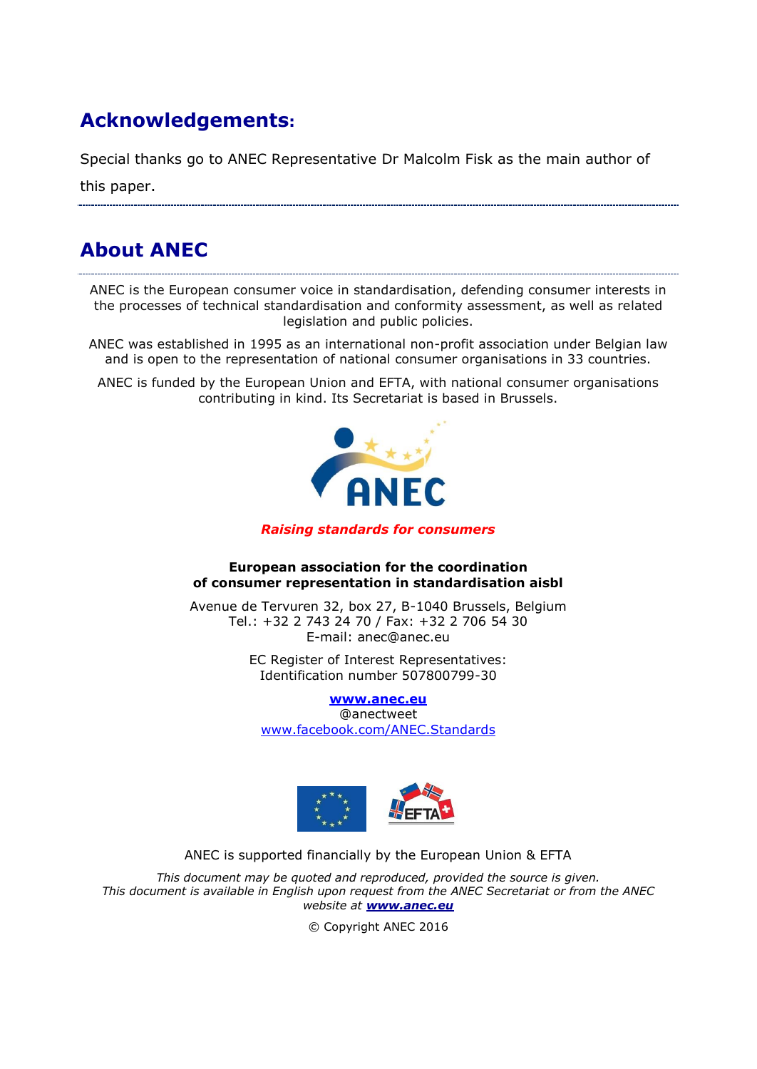## Acknowledgements:

Special thanks go to ANEC Representative Dr Malcolm Fisk as the main author of this paper.

## About ANEC

ANEC is the European consumer voice in standardisation, defending consumer interests in the processes of technical standardisation and conformity assessment, as well as related legislation and public policies.

ANEC was established in 1995 as an international non-profit association under Belgian law and is open to the representation of national consumer organisations in 33 countries.

ANEC is funded by the European Union and EFTA, with national consumer organisations contributing in kind. Its Secretariat is based in Brussels.

*Raising standards for consumers*

**European association for the coordination of consumer representation in standardisation aisbl**

Avenue de Tervuren 32, box 27, B-1040 Brussels, Belgium
Tel.: +32 2 743 24 70 / Fax: +32 2 706 54 30
E-mail: anec@anec.eu

EC Register of Interest Representatives:
Identification number 507800799-30

**www.anec.eu**
@anectweet
www.facebook.com/ANEC.Standards

ANEC is supported financially by the European Union & EFTA

*This document may be quoted and reproduced, provided the source is given.*
*This document is available in English upon request from the ANEC Secretariat or from the ANEC website at* ***www.anec.eu***

© Copyright ANEC 2016